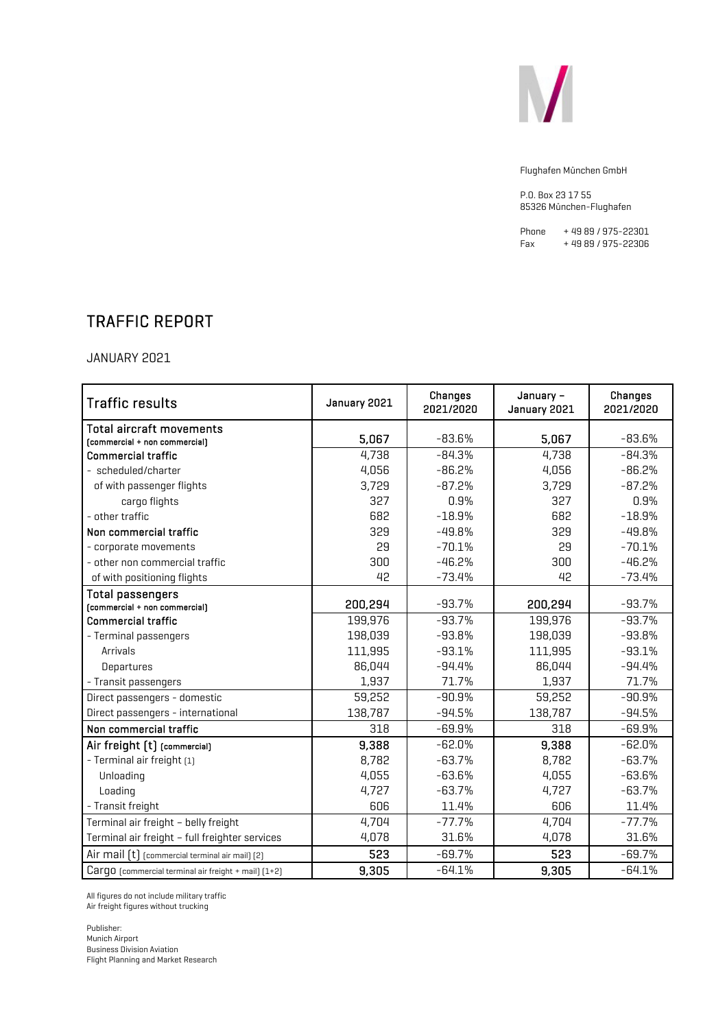Flughafen München GmbH

P.O. Box 23 17 55
85326 München-Flughafen

Phone + 49 89 / 975-22301
Fax + 49 89 / 975-22306

# TRAFFIC REPORT

JANUARY 2021

| Traffic results | January 2021 | Changes 2021/2020 | January – January 2021 | Changes 2021/2020 |
|---|---|---|---|---|
| **Total aircraft movements** (commercial + non commercial) | **5,067** | -83.6% | **5,067** | -83.6% |
| **Commercial traffic** | 4,738 | -84.3% | 4,738 | -84.3% |
| - scheduled/charter | 4,056 | -86.2% | 4,056 | -86.2% |
| of with passenger flights | 3,729 | -87.2% | 3,729 | -87.2% |
| cargo flights | 327 | 0.9% | 327 | 0.9% |
| - other traffic | 682 | -18.9% | 682 | -18.9% |
| **Non commercial traffic** | 329 | -49.8% | 329 | -49.8% |
| - corporate movements | 29 | -70.1% | 29 | -70.1% |
| - other non commercial traffic | 300 | -46.2% | 300 | -46.2% |
| of with positioning flights | 42 | -73.4% | 42 | -73.4% |
| **Total passengers** (commercial + non commercial) | **200,294** | -93.7% | **200,294** | -93.7% |
| **Commercial traffic** | 199,976 | -93.7% | 199,976 | -93.7% |
| - Terminal passengers | 198,039 | -93.8% | 198,039 | -93.8% |
| Arrivals | 111,995 | -93.1% | 111,995 | -93.1% |
| Departures | 86,044 | -94.4% | 86,044 | -94.4% |
| - Transit passengers | 1,937 | 71.7% | 1,937 | 71.7% |
| Direct passengers - domestic | 59,252 | -90.9% | 59,252 | -90.9% |
| Direct passengers - international | 138,787 | -94.5% | 138,787 | -94.5% |
| **Non commercial traffic** | 318 | -69.9% | 318 | -69.9% |
| **Air freight (t)** (commercial) | **9,388** | -62.0% | **9,388** | -62.0% |
| - Terminal air freight (1) | 8,782 | -63.7% | 8,782 | -63.7% |
| Unloading | 4,055 | -63.6% | 4,055 | -63.6% |
| Loading | 4,727 | -63.7% | 4,727 | -63.7% |
| - Transit freight | 606 | 11.4% | 606 | 11.4% |
| Terminal air freight – belly freight | 4,704 | -77.7% | 4,704 | -77.7% |
| Terminal air freight – full freighter services | 4,078 | 31.6% | 4,078 | 31.6% |
| Air mail (t) (commercial terminal air mail) (2) | **523** | -69.7% | **523** | -69.7% |
| Cargo (commercial terminal air freight + mail) (1+2) | **9,305** | -64.1% | **9,305** | -64.1% |

All figures do not include military traffic
Air freight figures without trucking

Publisher:
Munich Airport
Business Division Aviation
Flight Planning and Market Research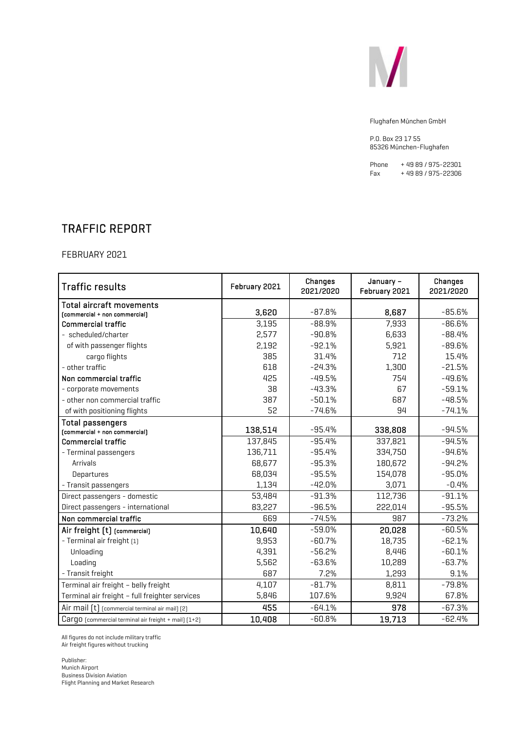Flughafen München GmbH

P.O. Box 23 17 55
85326 München-Flughafen

Phone + 49 89 / 975-22301
Fax + 49 89 / 975-22306

# TRAFFIC REPORT

FEBRUARY 2021

| Traffic results | February 2021 | Changes 2021/2020 | January – February 2021 | Changes 2021/2020 |
|---|---|---|---|---|
| **Total aircraft movements** (commercial + non commercial) | **3,620** | -87.8% | **8,687** | -85.6% |
| **Commercial traffic** | 3,195 | -88.9% | 7,933 | -86.6% |
| - scheduled/charter | 2,577 | -90.8% | 6,633 | -88.4% |
| of with passenger flights | 2,192 | -92.1% | 5,921 | -89.6% |
| cargo flights | 385 | 31.4% | 712 | 15.4% |
| - other traffic | 618 | -24.3% | 1,300 | -21.5% |
| **Non commercial traffic** | 425 | -49.5% | 754 | -49.6% |
| - corporate movements | 38 | -43.3% | 67 | -59.1% |
| - other non commercial traffic | 387 | -50.1% | 687 | -48.5% |
| of with positioning flights | 52 | -74.6% | 94 | -74.1% |
| **Total passengers** (commercial + non commercial) | **138,514** | -95.4% | **338,808** | -94.5% |
| **Commercial traffic** | 137,845 | -95.4% | 337,821 | -94.5% |
| - Terminal passengers | 136,711 | -95.4% | 334,750 | -94.6% |
| Arrivals | 68,677 | -95.3% | 180,672 | -94.2% |
| Departures | 68,034 | -95.5% | 154,078 | -95.0% |
| - Transit passengers | 1,134 | -42.0% | 3,071 | -0.4% |
| Direct passengers - domestic | 53,484 | -91.3% | 112,736 | -91.1% |
| Direct passengers - international | 83,227 | -96.5% | 222,014 | -95.5% |
| **Non commercial traffic** | 669 | -74.5% | 987 | -73.2% |
| **Air freight [t]** (commercial) | **10,640** | -59.0% | **20,028** | -60.5% |
| - Terminal air freight (1) | 9,953 | -60.7% | 18,735 | -62.1% |
| Unloading | 4,391 | -56.2% | 8,446 | -60.1% |
| Loading | 5,562 | -63.6% | 10,289 | -63.7% |
| - Transit freight | 687 | 7.2% | 1,293 | 9.1% |
| Terminal air freight – belly freight | 4,107 | -81.7% | 8,811 | -79.8% |
| Terminal air freight – full freighter services | 5,846 | 107.6% | 9,924 | 67.8% |
| Air mail [t] (commercial terminal air mail) (2) | **455** | -64.1% | **978** | -67.3% |
| Cargo (commercial terminal air freight + mail) (1+2) | **10,408** | -60.8% | **19,713** | -62.4% |

All figures do not include military traffic
Air freight figures without trucking

Publisher:
Munich Airport
Business Division Aviation
Flight Planning and Market Research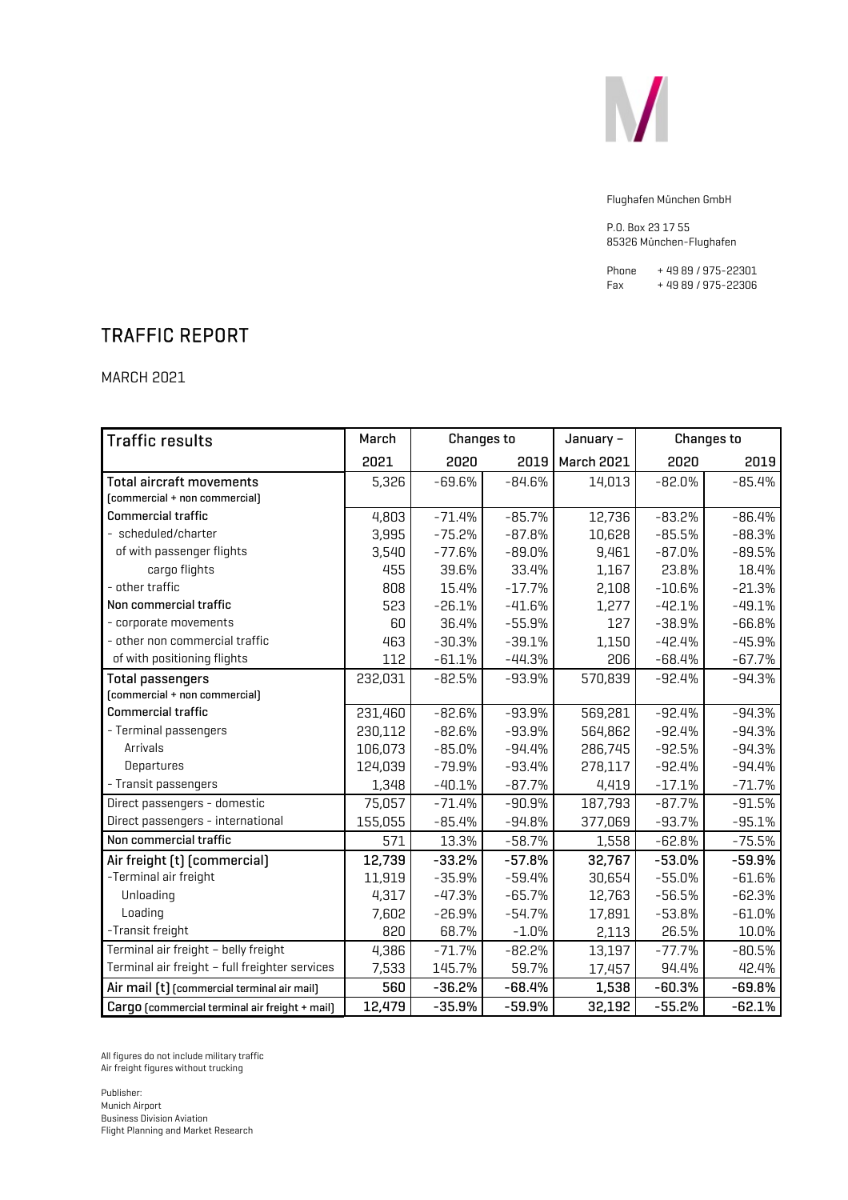Flughafen München GmbH

P.O. Box 23 17 55
85326 München-Flughafen

Phone + 49 89 / 975-22301
Fax + 49 89 / 975-22306

# TRAFFIC REPORT

MARCH 2021

| Traffic results | March | Changes to | | January – | Changes to | |
|---|---|---|---|---|---|---|
| | 2021 | 2020 | 2019 | March 2021 | 2020 | 2019 |
| Total aircraft movements (commercial + non commercial) | 5,326 | -69.6% | -84.6% | 14,013 | -82.0% | -85.4% |
| Commercial traffic | 4,803 | -71.4% | -85.7% | 12,736 | -83.2% | -86.4% |
| - scheduled/charter | 3,995 | -75.2% | -87.8% | 10,628 | -85.5% | -88.3% |
| of with passenger flights | 3,540 | -77.6% | -89.0% | 9,461 | -87.0% | -89.5% |
| cargo flights | 455 | 39.6% | 33.4% | 1,167 | 23.8% | 18.4% |
| - other traffic | 808 | 15.4% | -17.7% | 2,108 | -10.6% | -21.3% |
| Non commercial traffic | 523 | -26.1% | -41.6% | 1,277 | -42.1% | -49.1% |
| - corporate movements | 60 | 36.4% | -55.9% | 127 | -38.9% | -66.8% |
| - other non commercial traffic | 463 | -30.3% | -39.1% | 1,150 | -42.4% | -45.9% |
| of with positioning flights | 112 | -61.1% | -44.3% | 206 | -68.4% | -67.7% |
| Total passengers (commercial + non commercial) | 232,031 | -82.5% | -93.9% | 570,839 | -92.4% | -94.3% |
| Commercial traffic | 231,460 | -82.6% | -93.9% | 569,281 | -92.4% | -94.3% |
| - Terminal passengers | 230,112 | -82.6% | -93.9% | 564,862 | -92.4% | -94.3% |
| Arrivals | 106,073 | -85.0% | -94.4% | 286,745 | -92.5% | -94.3% |
| Departures | 124,039 | -79.9% | -93.4% | 278,117 | -92.4% | -94.4% |
| - Transit passengers | 1,348 | -40.1% | -87.7% | 4,419 | -17.1% | -71.7% |
| Direct passengers - domestic | 75,057 | -71.4% | -90.9% | 187,793 | -87.7% | -91.5% |
| Direct passengers - international | 155,055 | -85.4% | -94.8% | 377,069 | -93.7% | -95.1% |
| Non commercial traffic | 571 | 13.3% | -58.7% | 1,558 | -62.8% | -75.5% |
| **Air freight (t) (commercial)** | **12,739** | **-33.2%** | **-57.8%** | **32,767** | **-53.0%** | **-59.9%** |
| -Terminal air freight | 11,919 | -35.9% | -59.4% | 30,654 | -55.0% | -61.6% |
| Unloading | 4,317 | -47.3% | -65.7% | 12,763 | -56.5% | -62.3% |
| Loading | 7,602 | -26.9% | -54.7% | 17,891 | -53.8% | -61.0% |
| -Transit freight | 820 | 68.7% | -1.0% | 2,113 | 26.5% | 10.0% |
| Terminal air freight – belly freight | 4,386 | -71.7% | -82.2% | 13,197 | -77.7% | -80.5% |
| Terminal air freight – full freighter services | 7,533 | 145.7% | 59.7% | 17,457 | 94.4% | 42.4% |
| **Air mail (t)** (commercial terminal air mail) | **560** | **-36.2%** | **-68.4%** | **1,538** | **-60.3%** | **-69.8%** |
| **Cargo** (commercial terminal air freight + mail) | **12,479** | **-35.9%** | **-59.9%** | **32,192** | **-55.2%** | **-62.1%** |

All figures do not include military traffic
Air freight figures without trucking

Publisher:
Munich Airport
Business Division Aviation
Flight Planning and Market Research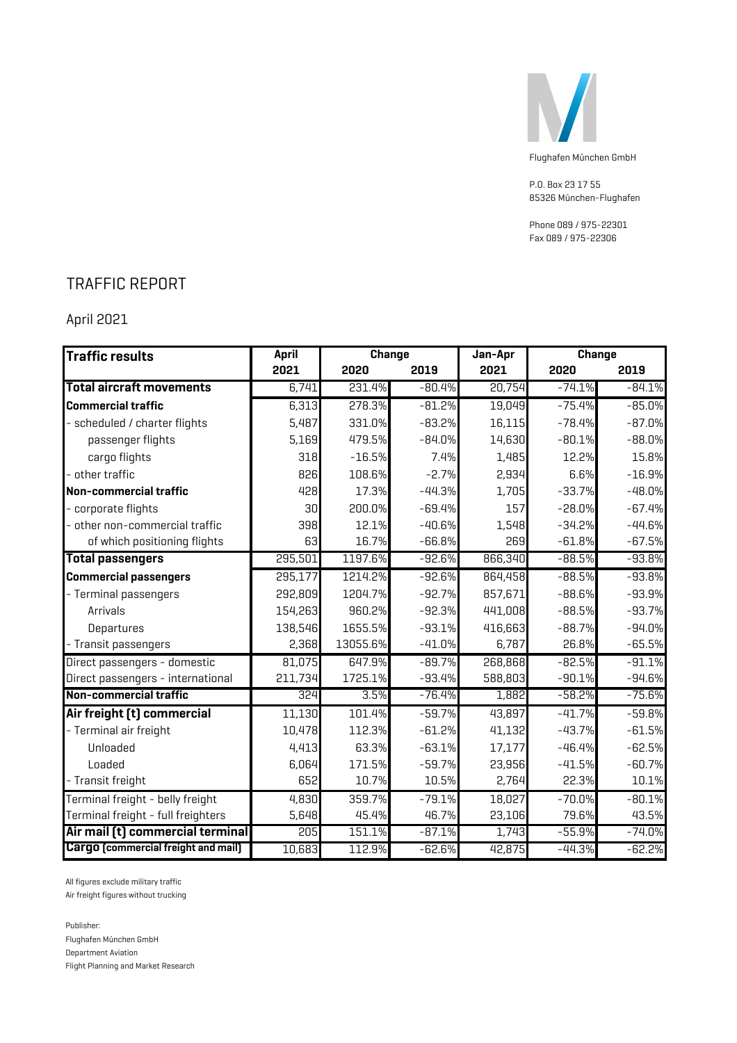Flughafen München GmbH

P.O. Box 23 17 55
85326 München-Flughafen

Phone 089 / 975-22301
Fax 089 / 975-22306

# TRAFFIC REPORT

## April 2021

| Traffic results | April | Change | | Jan-Apr | Change | |
|---|---|---|---|---|---|---|
| | 2021 | 2020 | 2019 | 2021 | 2020 | 2019 |
| **Total aircraft movements** | 6,741 | 231.4% | -80.4% | 20,754 | -74.1% | -84.1% |
| **Commercial traffic** | 6,313 | 278.3% | -81.2% | 19,049 | -75.4% | -85.0% |
| - scheduled / charter flights | 5,487 | 331.0% | -83.2% | 16,115 | -78.4% | -87.0% |
| passenger flights | 5,169 | 479.5% | -84.0% | 14,630 | -80.1% | -88.0% |
| cargo flights | 318 | -16.5% | 7.4% | 1,485 | 12.2% | 15.8% |
| - other traffic | 826 | 108.6% | -2.7% | 2,934 | 6.6% | -16.9% |
| **Non-commercial traffic** | 428 | 17.3% | -44.3% | 1,705 | -33.7% | -48.0% |
| - corporate flights | 30 | 200.0% | -69.4% | 157 | -28.0% | -67.4% |
| - other non-commercial traffic | 398 | 12.1% | -40.6% | 1,548 | -34.2% | -44.6% |
| of which positioning flights | 63 | 16.7% | -66.8% | 269 | -61.8% | -67.5% |
| **Total passengers** | 295,501 | 1197.6% | -92.6% | 866,340 | -88.5% | -93.8% |
| **Commercial passengers** | 295,177 | 1214.2% | -92.6% | 864,458 | -88.5% | -93.8% |
| - Terminal passengers | 292,809 | 1204.7% | -92.7% | 857,671 | -88.6% | -93.9% |
| Arrivals | 154,263 | 960.2% | -92.3% | 441,008 | -88.5% | -93.7% |
| Departures | 138,546 | 1655.5% | -93.1% | 416,663 | -88.7% | -94.0% |
| - Transit passengers | 2,368 | 13055.6% | -41.0% | 6,787 | 26.8% | -65.5% |
| Direct passengers - domestic | 81,075 | 647.9% | -89.7% | 268,868 | -82.5% | -91.1% |
| Direct passengers - international | 211,734 | 1725.1% | -93.4% | 588,803 | -90.1% | -94.6% |
| **Non-commercial traffic** | 324 | 3.5% | -76.4% | 1,882 | -58.2% | -75.6% |
| **Air freight (t) commercial** | 11,130 | 101.4% | -59.7% | 43,897 | -41.7% | -59.8% |
| - Terminal air freight | 10,478 | 112.3% | -61.2% | 41,132 | -43.7% | -61.5% |
| Unloaded | 4,413 | 63.3% | -63.1% | 17,177 | -46.4% | -62.5% |
| Loaded | 6,064 | 171.5% | -59.7% | 23,956 | -41.5% | -60.7% |
| - Transit freight | 652 | 10.7% | 10.5% | 2,764 | 22.3% | 10.1% |
| Terminal freight - belly freight | 4,830 | 359.7% | -79.1% | 18,027 | -70.0% | -80.1% |
| Terminal freight - full freighters | 5,648 | 45.4% | 46.7% | 23,106 | 79.6% | 43.5% |
| **Air mail (t) commercial terminal** | 205 | 151.1% | -87.1% | 1,743 | -55.9% | -74.0% |
| **Cargo (commercial freight and mail)** | 10,683 | 112.9% | -62.6% | 42,875 | -44.3% | -62.2% |

All figures exclude military traffic
Air freight figures without trucking

Publisher:
Flughafen München GmbH
Department Aviation
Flight Planning and Market Research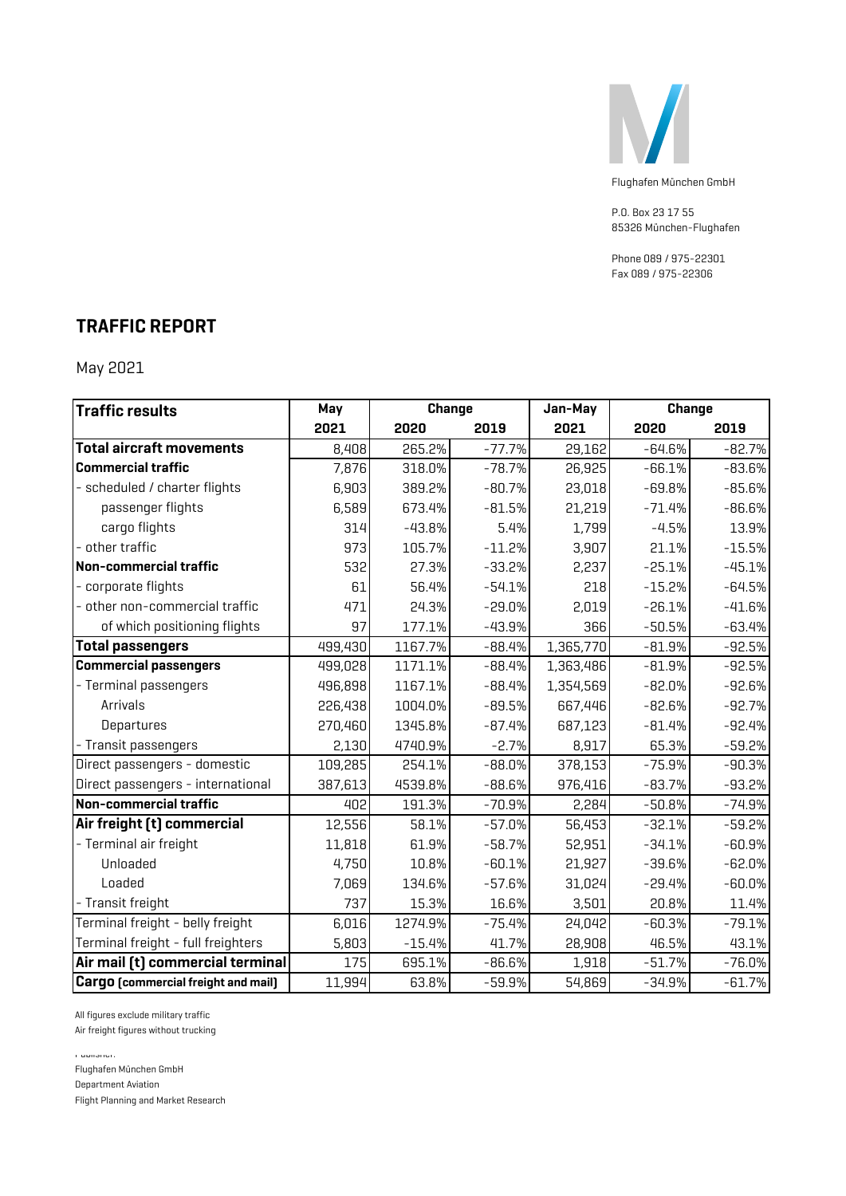Flughafen München GmbH

P.O. Box 23 17 55
85326 München-Flughafen

Phone 089 / 975-22301
Fax 089 / 975-22306

# TRAFFIC REPORT

May 2021

| Traffic results | May | Change | | Jan-May | Change | |
|---|---|---|---|---|---|---|
| | 2021 | 2020 | 2019 | 2021 | 2020 | 2019 |
| **Total aircraft movements** | 8,408 | 265.2% | -77.7% | 29,162 | -64.6% | -82.7% |
| **Commercial traffic** | 7,876 | 318.0% | -78.7% | 26,925 | -66.1% | -83.6% |
| - scheduled / charter flights | 6,903 | 389.2% | -80.7% | 23,018 | -69.8% | -85.6% |
| passenger flights | 6,589 | 673.4% | -81.5% | 21,219 | -71.4% | -86.6% |
| cargo flights | 314 | -43.8% | 5.4% | 1,799 | -4.5% | 13.9% |
| - other traffic | 973 | 105.7% | -11.2% | 3,907 | 21.1% | -15.5% |
| **Non-commercial traffic** | 532 | 27.3% | -33.2% | 2,237 | -25.1% | -45.1% |
| - corporate flights | 61 | 56.4% | -54.1% | 218 | -15.2% | -64.5% |
| - other non-commercial traffic | 471 | 24.3% | -29.0% | 2,019 | -26.1% | -41.6% |
| of which positioning flights | 97 | 177.1% | -43.9% | 366 | -50.5% | -63.4% |
| **Total passengers** | 499,430 | 1167.7% | -88.4% | 1,365,770 | -81.9% | -92.5% |
| **Commercial passengers** | 499,028 | 1171.1% | -88.4% | 1,363,486 | -81.9% | -92.5% |
| - Terminal passengers | 496,898 | 1167.1% | -88.4% | 1,354,569 | -82.0% | -92.6% |
| Arrivals | 226,438 | 1004.0% | -89.5% | 667,446 | -82.6% | -92.7% |
| Departures | 270,460 | 1345.8% | -87.4% | 687,123 | -81.4% | -92.4% |
| - Transit passengers | 2,130 | 4740.9% | -2.7% | 8,917 | 65.3% | -59.2% |
| Direct passengers - domestic | 109,285 | 254.1% | -88.0% | 378,153 | -75.9% | -90.3% |
| Direct passengers - international | 387,613 | 4539.8% | -88.6% | 976,416 | -83.7% | -93.2% |
| **Non-commercial traffic** | 402 | 191.3% | -70.9% | 2,284 | -50.8% | -74.9% |
| **Air freight (t) commercial** | 12,556 | 58.1% | -57.0% | 56,453 | -32.1% | -59.2% |
| - Terminal air freight | 11,818 | 61.9% | -58.7% | 52,951 | -34.1% | -60.9% |
| Unloaded | 4,750 | 10.8% | -60.1% | 21,927 | -39.6% | -62.0% |
| Loaded | 7,069 | 134.6% | -57.6% | 31,024 | -29.4% | -60.0% |
| - Transit freight | 737 | 15.3% | 16.6% | 3,501 | 20.8% | 11.4% |
| Terminal freight - belly freight | 6,016 | 1274.9% | -75.4% | 24,042 | -60.3% | -79.1% |
| Terminal freight - full freighters | 5,803 | -15.4% | 41.7% | 28,908 | 46.5% | 43.1% |
| **Air mail (t) commercial terminal** | 175 | 695.1% | -86.6% | 1,918 | -51.7% | -76.0% |
| **Cargo (commercial freight and mail)** | 11,994 | 63.8% | -59.9% | 54,869 | -34.9% | -61.7% |

All figures exclude military traffic
Air freight figures without trucking

Publisher:
Flughafen München GmbH
Department Aviation
Flight Planning and Market Research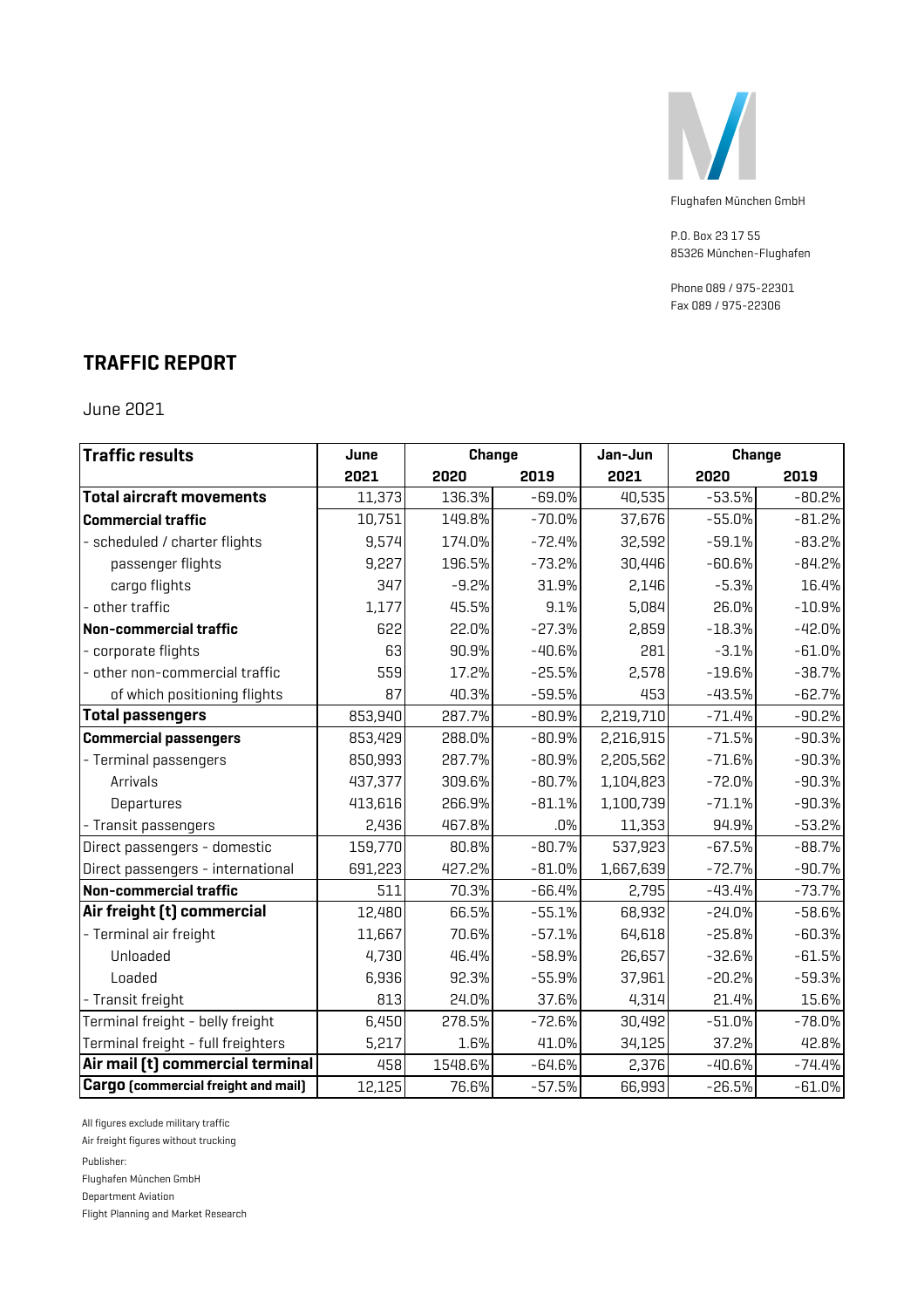Flughafen München GmbH

P.O. Box 23 17 55
85326 München-Flughafen

Phone 089 / 975-22301
Fax 089 / 975-22306

# TRAFFIC REPORT

June 2021

| Traffic results | June | Change | | Jan-Jun | Change | |
|---|---|---|---|---|---|---|
| | 2021 | 2020 | 2019 | 2021 | 2020 | 2019 |
| **Total aircraft movements** | 11,373 | 136.3% | -69.0% | 40,535 | -53.5% | -80.2% |
| **Commercial traffic** | 10,751 | 149.8% | -70.0% | 37,676 | -55.0% | -81.2% |
| - scheduled / charter flights | 9,574 | 174.0% | -72.4% | 32,592 | -59.1% | -83.2% |
| passenger flights | 9,227 | 196.5% | -73.2% | 30,446 | -60.6% | -84.2% |
| cargo flights | 347 | -9.2% | 31.9% | 2,146 | -5.3% | 16.4% |
| - other traffic | 1,177 | 45.5% | 9.1% | 5,084 | 26.0% | -10.9% |
| **Non-commercial traffic** | 622 | 22.0% | -27.3% | 2,859 | -18.3% | -42.0% |
| - corporate flights | 63 | 90.9% | -40.6% | 281 | -3.1% | -61.0% |
| - other non-commercial traffic | 559 | 17.2% | -25.5% | 2,578 | -19.6% | -38.7% |
| of which positioning flights | 87 | 40.3% | -59.5% | 453 | -43.5% | -62.7% |
| **Total passengers** | 853,940 | 287.7% | -80.9% | 2,219,710 | -71.4% | -90.2% |
| **Commercial passengers** | 853,429 | 288.0% | -80.9% | 2,216,915 | -71.5% | -90.3% |
| - Terminal passengers | 850,993 | 287.7% | -80.9% | 2,205,562 | -71.6% | -90.3% |
| Arrivals | 437,377 | 309.6% | -80.7% | 1,104,823 | -72.0% | -90.3% |
| Departures | 413,616 | 266.9% | -81.1% | 1,100,739 | -71.1% | -90.3% |
| - Transit passengers | 2,436 | 467.8% | .0% | 11,353 | 94.9% | -53.2% |
| Direct passengers - domestic | 159,770 | 80.8% | -80.7% | 537,923 | -67.5% | -88.7% |
| Direct passengers - international | 691,223 | 427.2% | -81.0% | 1,667,639 | -72.7% | -90.7% |
| **Non-commercial traffic** | 511 | 70.3% | -66.4% | 2,795 | -43.4% | -73.7% |
| **Air freight (t) commercial** | 12,480 | 66.5% | -55.1% | 68,932 | -24.0% | -58.6% |
| - Terminal air freight | 11,667 | 70.6% | -57.1% | 64,618 | -25.8% | -60.3% |
| Unloaded | 4,730 | 46.4% | -58.9% | 26,657 | -32.6% | -61.5% |
| Loaded | 6,936 | 92.3% | -55.9% | 37,961 | -20.2% | -59.3% |
| - Transit freight | 813 | 24.0% | 37.6% | 4,314 | 21.4% | 15.6% |
| Terminal freight - belly freight | 6,450 | 278.5% | -72.6% | 30,492 | -51.0% | -78.0% |
| Terminal freight - full freighters | 5,217 | 1.6% | 41.0% | 34,125 | 37.2% | 42.8% |
| **Air mail (t) commercial terminal** | 458 | 1548.6% | -64.6% | 2,376 | -40.6% | -74.4% |
| **Cargo (commercial freight and mail)** | 12,125 | 76.6% | -57.5% | 66,993 | -26.5% | -61.0% |

All figures exclude military traffic

Air freight figures without trucking

Publisher:

Flughafen München GmbH

Department Aviation

Flight Planning and Market Research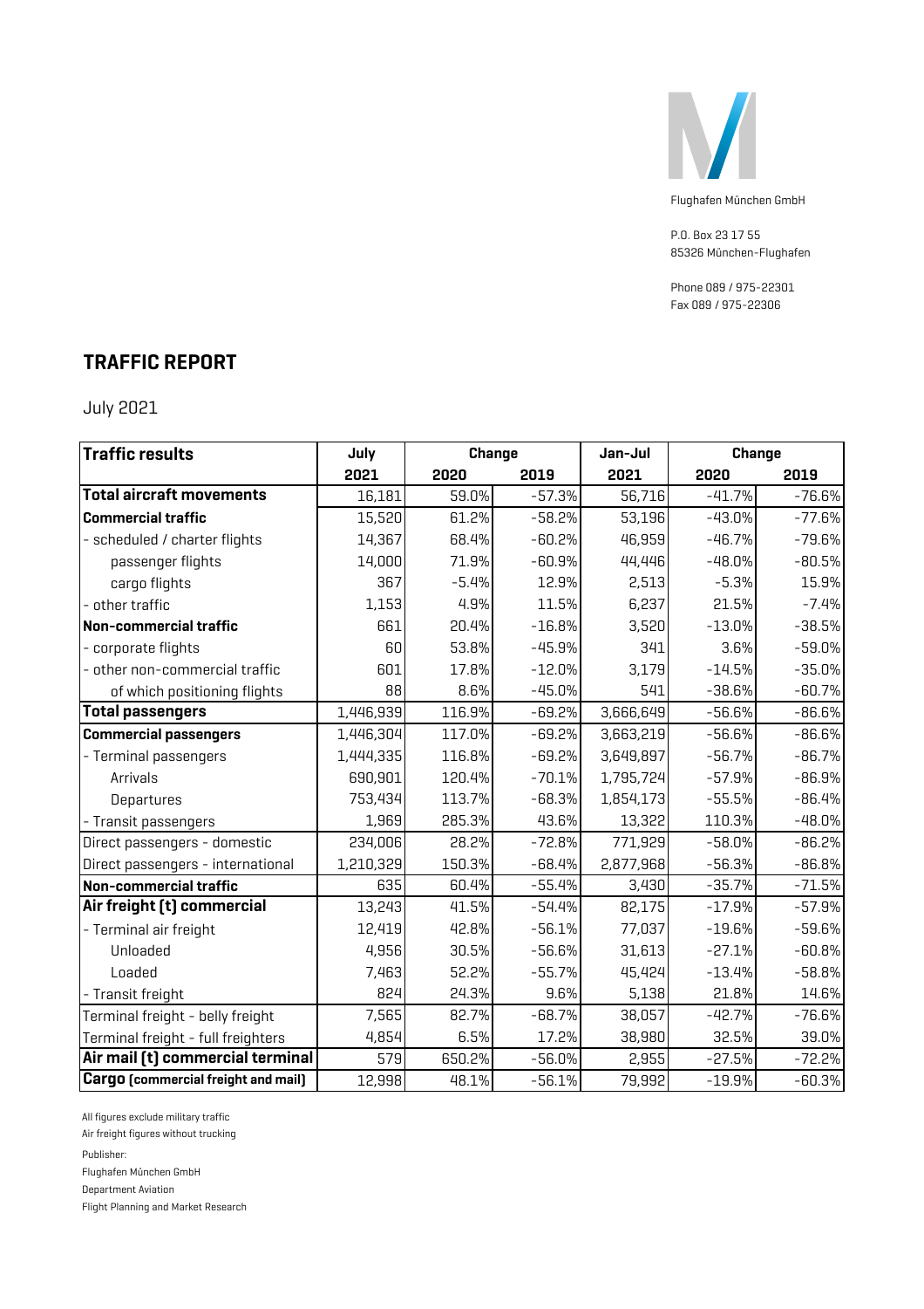Flughafen München GmbH

P.O. Box 23 17 55
85326 München-Flughafen

Phone 089 / 975-22301
Fax 089 / 975-22306

# TRAFFIC REPORT

July 2021

| **Traffic results** | **July** | **Change** | | **Jan-Jul** | **Change** | |
|---|---|---|---|---|---|---|
| | **2021** | **2020** | **2019** | **2021** | **2020** | **2019** |
| **Total aircraft movements** | 16,181 | 59.0% | -57.3% | 56,716 | -41.7% | -76.6% |
| **Commercial traffic** | 15,520 | 61.2% | -58.2% | 53,196 | -43.0% | -77.6% |
| - scheduled / charter flights | 14,367 | 68.4% | -60.2% | 46,959 | -46.7% | -79.6% |
| passenger flights | 14,000 | 71.9% | -60.9% | 44,446 | -48.0% | -80.5% |
| cargo flights | 367 | -5.4% | 12.9% | 2,513 | -5.3% | 15.9% |
| - other traffic | 1,153 | 4.9% | 11.5% | 6,237 | 21.5% | -7.4% |
| **Non-commercial traffic** | 661 | 20.4% | -16.8% | 3,520 | -13.0% | -38.5% |
| - corporate flights | 60 | 53.8% | -45.9% | 341 | 3.6% | -59.0% |
| - other non-commercial traffic | 601 | 17.8% | -12.0% | 3,179 | -14.5% | -35.0% |
| of which positioning flights | 88 | 8.6% | -45.0% | 541 | -38.6% | -60.7% |
| **Total passengers** | 1,446,939 | 116.9% | -69.2% | 3,666,649 | -56.6% | -86.6% |
| **Commercial passengers** | 1,446,304 | 117.0% | -69.2% | 3,663,219 | -56.6% | -86.6% |
| - Terminal passengers | 1,444,335 | 116.8% | -69.2% | 3,649,897 | -56.7% | -86.7% |
| Arrivals | 690,901 | 120.4% | -70.1% | 1,795,724 | -57.9% | -86.9% |
| Departures | 753,434 | 113.7% | -68.3% | 1,854,173 | -55.5% | -86.4% |
| - Transit passengers | 1,969 | 285.3% | 43.6% | 13,322 | 110.3% | -48.0% |
| Direct passengers - domestic | 234,006 | 28.2% | -72.8% | 771,929 | -58.0% | -86.2% |
| Direct passengers - international | 1,210,329 | 150.3% | -68.4% | 2,877,968 | -56.3% | -86.8% |
| **Non-commercial traffic** | 635 | 60.4% | -55.4% | 3,430 | -35.7% | -71.5% |
| **Air freight (t) commercial** | 13,243 | 41.5% | -54.4% | 82,175 | -17.9% | -57.9% |
| - Terminal air freight | 12,419 | 42.8% | -56.1% | 77,037 | -19.6% | -59.6% |
| Unloaded | 4,956 | 30.5% | -56.6% | 31,613 | -27.1% | -60.8% |
| Loaded | 7,463 | 52.2% | -55.7% | 45,424 | -13.4% | -58.8% |
| - Transit freight | 824 | 24.3% | 9.6% | 5,138 | 21.8% | 14.6% |
| Terminal freight - belly freight | 7,565 | 82.7% | -68.7% | 38,057 | -42.7% | -76.6% |
| Terminal freight - full freighters | 4,854 | 6.5% | 17.2% | 38,980 | 32.5% | 39.0% |
| **Air mail (t) commercial terminal** | 579 | 650.2% | -56.0% | 2,955 | -27.5% | -72.2% |
| **Cargo** (commercial freight and mail) | 12,998 | 48.1% | -56.1% | 79,992 | -19.9% | -60.3% |

All figures exclude military traffic

Air freight figures without trucking

Publisher:

Flughafen München GmbH

Department Aviation

Flight Planning and Market Research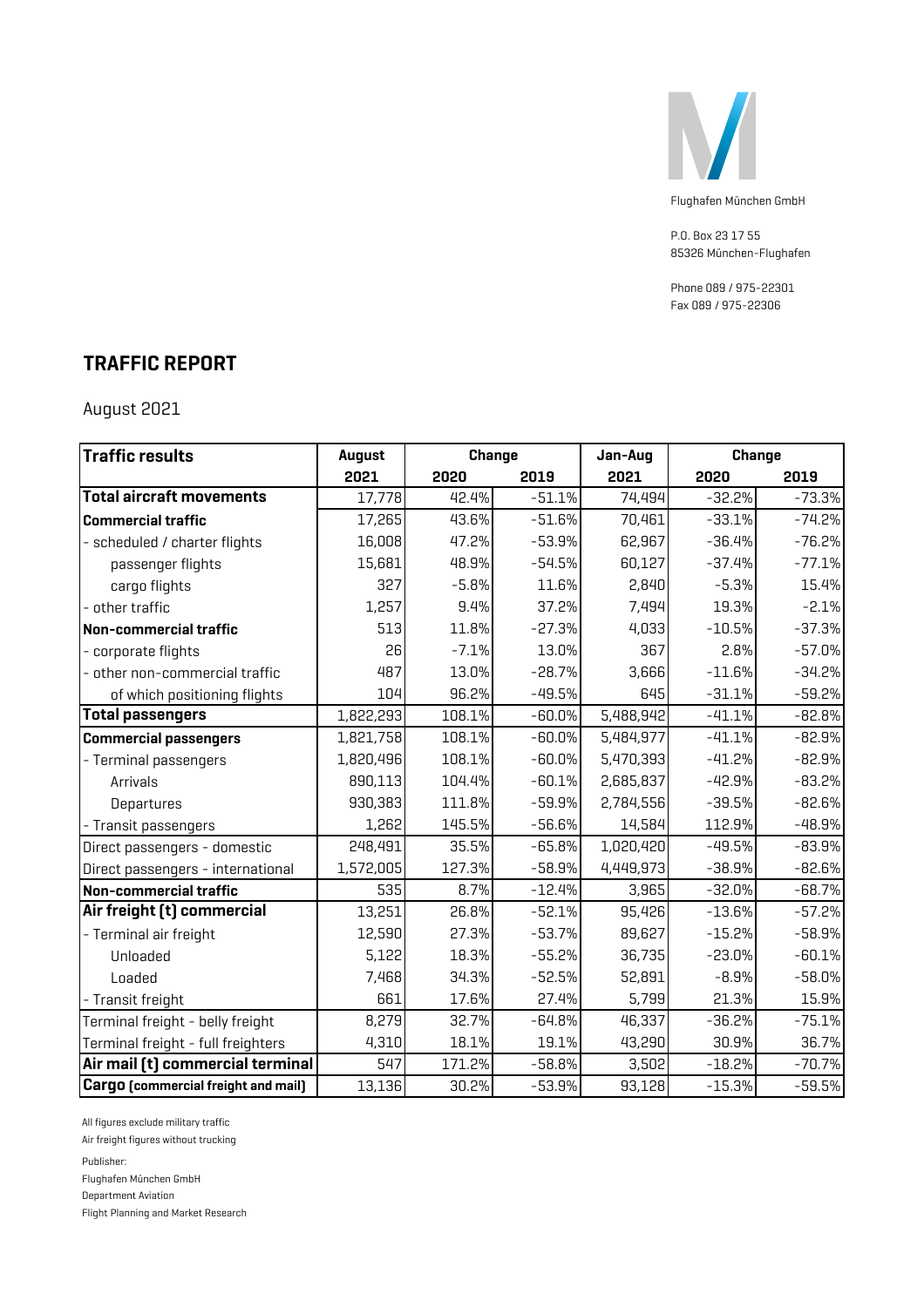Flughafen München GmbH

P.O. Box 23 17 55
85326 München-Flughafen

Phone 089 / 975-22301
Fax 089 / 975-22306

## TRAFFIC REPORT

August 2021

| Traffic results | August | Change | | Jan-Aug | Change | |
|---|---|---|---|---|---|---|
| | 2021 | 2020 | 2019 | 2021 | 2020 | 2019 |
| **Total aircraft movements** | 17,778 | 42.4% | -51.1% | 74,494 | -32.2% | -73.3% |
| **Commercial traffic** | 17,265 | 43.6% | -51.6% | 70,461 | -33.1% | -74.2% |
| - scheduled / charter flights | 16,008 | 47.2% | -53.9% | 62,967 | -36.4% | -76.2% |
| passenger flights | 15,681 | 48.9% | -54.5% | 60,127 | -37.4% | -77.1% |
| cargo flights | 327 | -5.8% | 11.6% | 2,840 | -5.3% | 15.4% |
| - other traffic | 1,257 | 9.4% | 37.2% | 7,494 | 19.3% | -2.1% |
| **Non-commercial traffic** | 513 | 11.8% | -27.3% | 4,033 | -10.5% | -37.3% |
| - corporate flights | 26 | -7.1% | 13.0% | 367 | 2.8% | -57.0% |
| - other non-commercial traffic | 487 | 13.0% | -28.7% | 3,666 | -11.6% | -34.2% |
| of which positioning flights | 104 | 96.2% | -49.5% | 645 | -31.1% | -59.2% |
| **Total passengers** | 1,822,293 | 108.1% | -60.0% | 5,488,942 | -41.1% | -82.8% |
| **Commercial passengers** | 1,821,758 | 108.1% | -60.0% | 5,484,977 | -41.1% | -82.9% |
| - Terminal passengers | 1,820,496 | 108.1% | -60.0% | 5,470,393 | -41.2% | -82.9% |
| Arrivals | 890,113 | 104.4% | -60.1% | 2,685,837 | -42.9% | -83.2% |
| Departures | 930,383 | 111.8% | -59.9% | 2,784,556 | -39.5% | -82.6% |
| - Transit passengers | 1,262 | 145.5% | -56.6% | 14,584 | 112.9% | -48.9% |
| Direct passengers - domestic | 248,491 | 35.5% | -65.8% | 1,020,420 | -49.5% | -83.9% |
| Direct passengers - international | 1,572,005 | 127.3% | -58.9% | 4,449,973 | -38.9% | -82.6% |
| **Non-commercial traffic** | 535 | 8.7% | -12.4% | 3,965 | -32.0% | -68.7% |
| **Air freight (t) commercial** | 13,251 | 26.8% | -52.1% | 95,426 | -13.6% | -57.2% |
| - Terminal air freight | 12,590 | 27.3% | -53.7% | 89,627 | -15.2% | -58.9% |
| Unloaded | 5,122 | 18.3% | -55.2% | 36,735 | -23.0% | -60.1% |
| Loaded | 7,468 | 34.3% | -52.5% | 52,891 | -8.9% | -58.0% |
| - Transit freight | 661 | 17.6% | 27.4% | 5,799 | 21.3% | 15.9% |
| Terminal freight - belly freight | 8,279 | 32.7% | -64.8% | 46,337 | -36.2% | -75.1% |
| Terminal freight - full freighters | 4,310 | 18.1% | 19.1% | 43,290 | 30.9% | 36.7% |
| **Air mail (t) commercial terminal** | 547 | 171.2% | -58.8% | 3,502 | -18.2% | -70.7% |
| **Cargo (commercial freight and mail)** | 13,136 | 30.2% | -53.9% | 93,128 | -15.3% | -59.5% |

All figures exclude military traffic
Air freight figures without trucking

Publisher:
Flughafen München GmbH
Department Aviation
Flight Planning and Market Research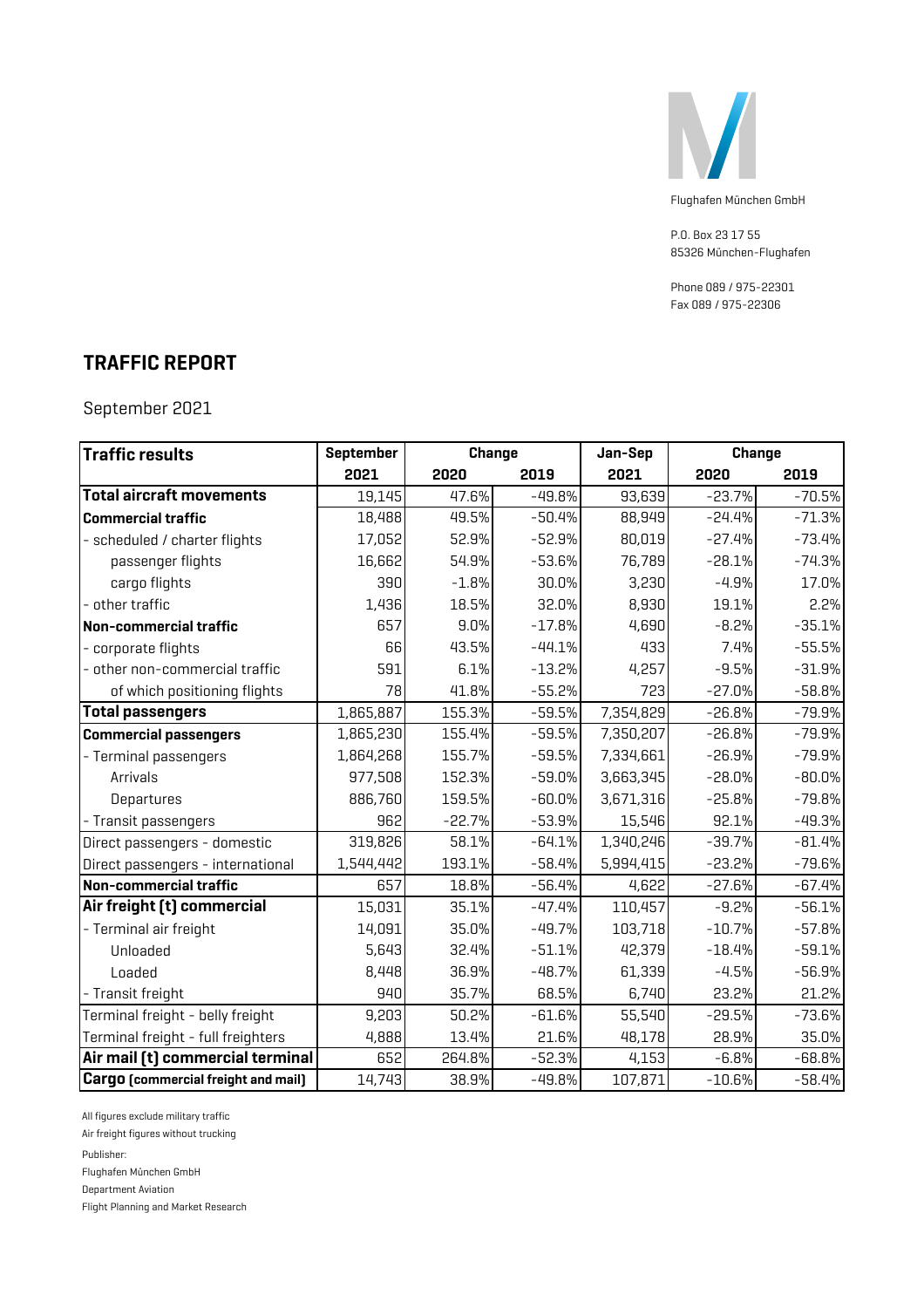Flughafen München GmbH

P.O. Box 23 17 55
85326 München-Flughafen

Phone 089 / 975-22301
Fax 089 / 975-22306

# TRAFFIC REPORT

September 2021

| Traffic results | September | Change | | Jan-Sep | Change | |
|---|---|---|---|---|---|---|
| | 2021 | 2020 | 2019 | 2021 | 2020 | 2019 |
| **Total aircraft movements** | 19,145 | 47.6% | -49.8% | 93,639 | -23.7% | -70.5% |
| **Commercial traffic** | 18,488 | 49.5% | -50.4% | 88,949 | -24.4% | -71.3% |
| - scheduled / charter flights | 17,052 | 52.9% | -52.9% | 80,019 | -27.4% | -73.4% |
| passenger flights | 16,662 | 54.9% | -53.6% | 76,789 | -28.1% | -74.3% |
| cargo flights | 390 | -1.8% | 30.0% | 3,230 | -4.9% | 17.0% |
| - other traffic | 1,436 | 18.5% | 32.0% | 8,930 | 19.1% | 2.2% |
| **Non-commercial traffic** | 657 | 9.0% | -17.8% | 4,690 | -8.2% | -35.1% |
| - corporate flights | 66 | 43.5% | -44.1% | 433 | 7.4% | -55.5% |
| - other non-commercial traffic | 591 | 6.1% | -13.2% | 4,257 | -9.5% | -31.9% |
| of which positioning flights | 78 | 41.8% | -55.2% | 723 | -27.0% | -58.8% |
| **Total passengers** | 1,865,887 | 155.3% | -59.5% | 7,354,829 | -26.8% | -79.9% |
| **Commercial passengers** | 1,865,230 | 155.4% | -59.5% | 7,350,207 | -26.8% | -79.9% |
| - Terminal passengers | 1,864,268 | 155.7% | -59.5% | 7,334,661 | -26.9% | -79.9% |
| Arrivals | 977,508 | 152.3% | -59.0% | 3,663,345 | -28.0% | -80.0% |
| Departures | 886,760 | 159.5% | -60.0% | 3,671,316 | -25.8% | -79.8% |
| - Transit passengers | 962 | -22.7% | -53.9% | 15,546 | 92.1% | -49.3% |
| Direct passengers - domestic | 319,826 | 58.1% | -64.1% | 1,340,246 | -39.7% | -81.4% |
| Direct passengers - international | 1,544,442 | 193.1% | -58.4% | 5,994,415 | -23.2% | -79.6% |
| **Non-commercial traffic** | 657 | 18.8% | -56.4% | 4,622 | -27.6% | -67.4% |
| **Air freight (t) commercial** | 15,031 | 35.1% | -47.4% | 110,457 | -9.2% | -56.1% |
| - Terminal air freight | 14,091 | 35.0% | -49.7% | 103,718 | -10.7% | -57.8% |
| Unloaded | 5,643 | 32.4% | -51.1% | 42,379 | -18.4% | -59.1% |
| Loaded | 8,448 | 36.9% | -48.7% | 61,339 | -4.5% | -56.9% |
| - Transit freight | 940 | 35.7% | 68.5% | 6,740 | 23.2% | 21.2% |
| Terminal freight - belly freight | 9,203 | 50.2% | -61.6% | 55,540 | -29.5% | -73.6% |
| Terminal freight - full freighters | 4,888 | 13.4% | 21.6% | 48,178 | 28.9% | 35.0% |
| **Air mail (t) commercial terminal** | 652 | 264.8% | -52.3% | 4,153 | -6.8% | -68.8% |
| **Cargo (commercial freight and mail)** | 14,743 | 38.9% | -49.8% | 107,871 | -10.6% | -58.4% |

All figures exclude military traffic

Air freight figures without trucking

Publisher:

Flughafen München GmbH

Department Aviation

Flight Planning and Market Research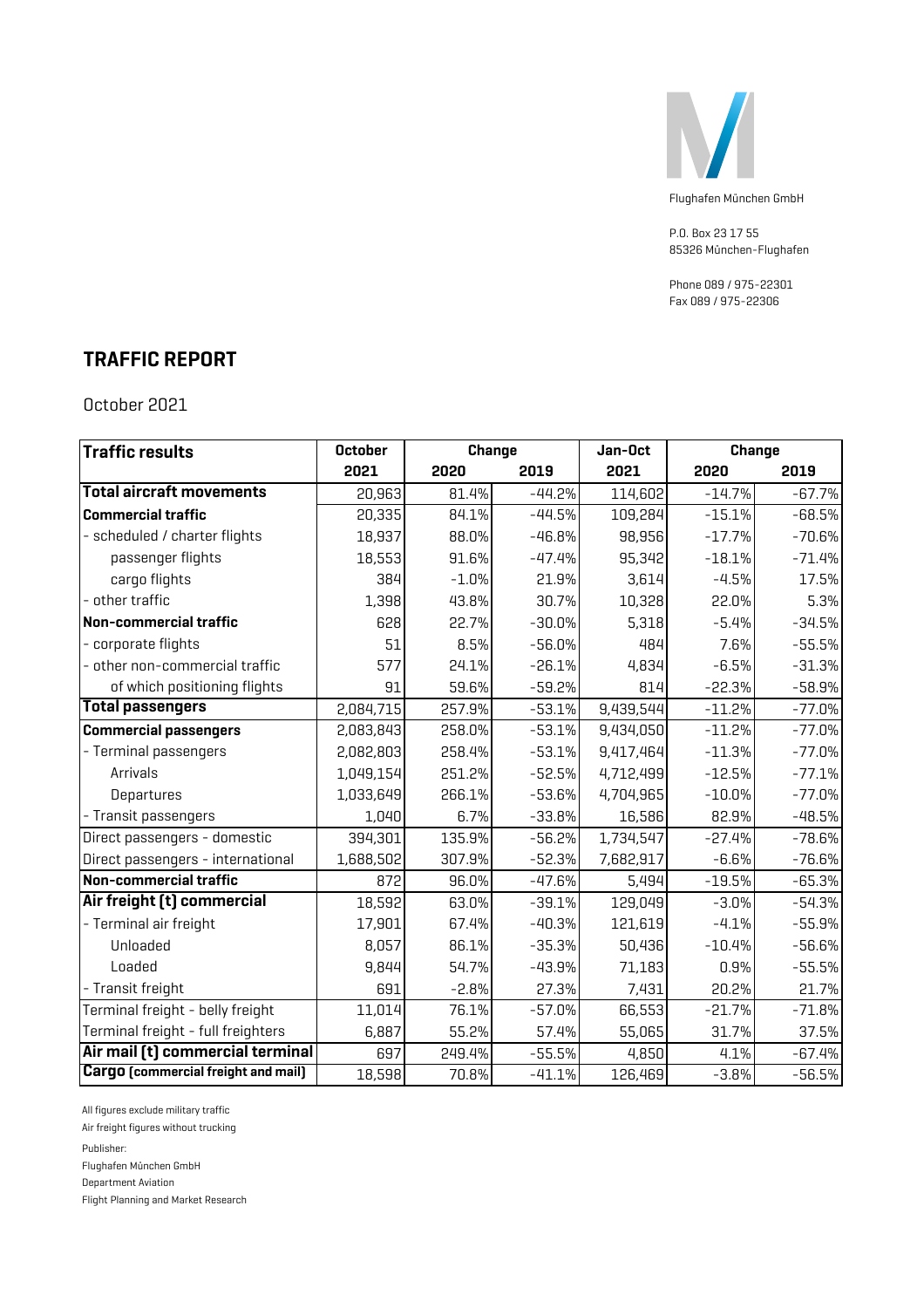Flughafen München GmbH

P.O. Box 23 17 55
85326 München-Flughafen

Phone 089 / 975-22301
Fax 089 / 975-22306

## TRAFFIC REPORT

October 2021

| Traffic results | October | Change | | Jan-Oct | Change | |
|---|---|---|---|---|---|---|
| | 2021 | 2020 | 2019 | 2021 | 2020 | 2019 |
| **Total aircraft movements** | 20,963 | 81.4% | -44.2% | 114,602 | -14.7% | -67.7% |
| **Commercial traffic** | 20,335 | 84.1% | -44.5% | 109,284 | -15.1% | -68.5% |
| - scheduled / charter flights | 18,937 | 88.0% | -46.8% | 98,956 | -17.7% | -70.6% |
| passenger flights | 18,553 | 91.6% | -47.4% | 95,342 | -18.1% | -71.4% |
| cargo flights | 384 | -1.0% | 21.9% | 3,614 | -4.5% | 17.5% |
| - other traffic | 1,398 | 43.8% | 30.7% | 10,328 | 22.0% | 5.3% |
| **Non-commercial traffic** | 628 | 22.7% | -30.0% | 5,318 | -5.4% | -34.5% |
| - corporate flights | 51 | 8.5% | -56.0% | 484 | 7.6% | -55.5% |
| - other non-commercial traffic | 577 | 24.1% | -26.1% | 4,834 | -6.5% | -31.3% |
| of which positioning flights | 91 | 59.6% | -59.2% | 814 | -22.3% | -58.9% |
| **Total passengers** | 2,084,715 | 257.9% | -53.1% | 9,439,544 | -11.2% | -77.0% |
| **Commercial passengers** | 2,083,843 | 258.0% | -53.1% | 9,434,050 | -11.2% | -77.0% |
| - Terminal passengers | 2,082,803 | 258.4% | -53.1% | 9,417,464 | -11.3% | -77.0% |
| Arrivals | 1,049,154 | 251.2% | -52.5% | 4,712,499 | -12.5% | -77.1% |
| Departures | 1,033,649 | 266.1% | -53.6% | 4,704,965 | -10.0% | -77.0% |
| - Transit passengers | 1,040 | 6.7% | -33.8% | 16,586 | 82.9% | -48.5% |
| Direct passengers - domestic | 394,301 | 135.9% | -56.2% | 1,734,547 | -27.4% | -78.6% |
| Direct passengers - international | 1,688,502 | 307.9% | -52.3% | 7,682,917 | -6.6% | -76.6% |
| **Non-commercial traffic** | 872 | 96.0% | -47.6% | 5,494 | -19.5% | -65.3% |
| **Air freight (t) commercial** | 18,592 | 63.0% | -39.1% | 129,049 | -3.0% | -54.3% |
| - Terminal air freight | 17,901 | 67.4% | -40.3% | 121,619 | -4.1% | -55.9% |
| Unloaded | 8,057 | 86.1% | -35.3% | 50,436 | -10.4% | -56.6% |
| Loaded | 9,844 | 54.7% | -43.9% | 71,183 | 0.9% | -55.5% |
| - Transit freight | 691 | -2.8% | 27.3% | 7,431 | 20.2% | 21.7% |
| Terminal freight - belly freight | 11,014 | 76.1% | -57.0% | 66,553 | -21.7% | -71.8% |
| Terminal freight - full freighters | 6,887 | 55.2% | 57.4% | 55,065 | 31.7% | 37.5% |
| **Air mail (t) commercial terminal** | 697 | 249.4% | -55.5% | 4,850 | 4.1% | -67.4% |
| **Cargo (commercial freight and mail)** | 18,598 | 70.8% | -41.1% | 126,469 | -3.8% | -56.5% |

All figures exclude military traffic

Air freight figures without trucking

Publisher:

Flughafen München GmbH

Department Aviation

Flight Planning and Market Research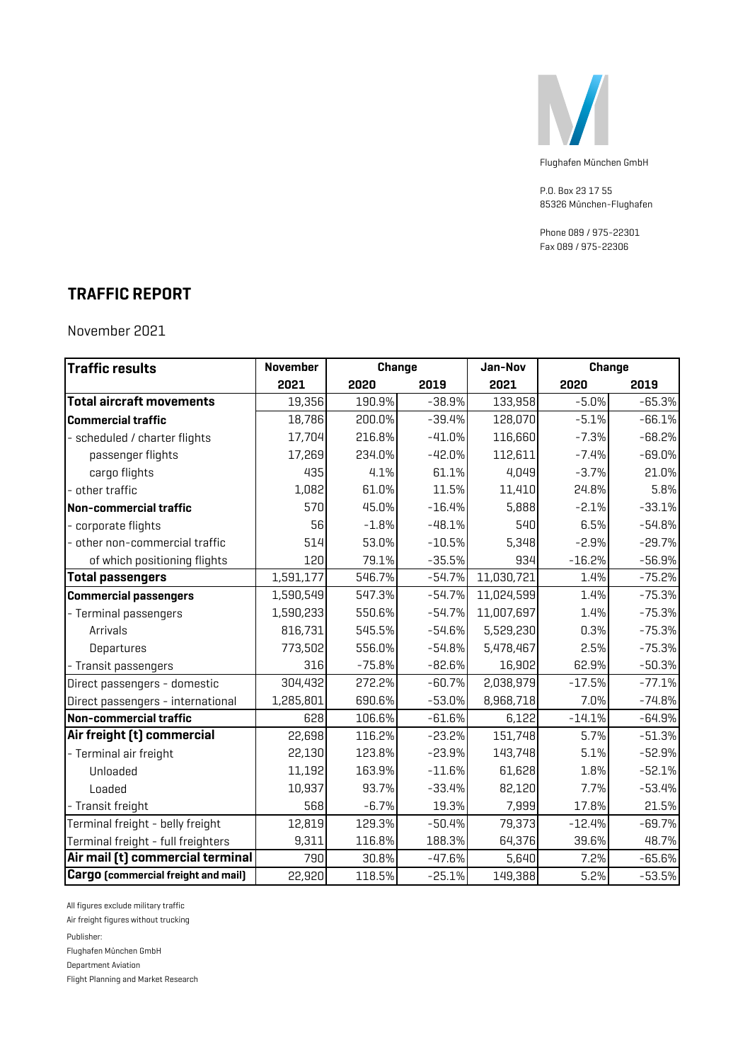Flughafen München GmbH

P.O. Box 23 17 55
85326 München-Flughafen

Phone 089 / 975-22301
Fax 089 / 975-22306

# TRAFFIC REPORT

November 2021

| Traffic results | November | Change | | Jan-Nov | Change | |
|---|---|---|---|---|---|---|
| | 2021 | 2020 | 2019 | 2021 | 2020 | 2019 |
| **Total aircraft movements** | 19,356 | 190.9% | -38.9% | 133,958 | -5.0% | -65.3% |
| **Commercial traffic** | 18,786 | 200.0% | -39.4% | 128,070 | -5.1% | -66.1% |
| - scheduled / charter flights | 17,704 | 216.8% | -41.0% | 116,660 | -7.3% | -68.2% |
| passenger flights | 17,269 | 234.0% | -42.0% | 112,611 | -7.4% | -69.0% |
| cargo flights | 435 | 4.1% | 61.1% | 4,049 | -3.7% | 21.0% |
| - other traffic | 1,082 | 61.0% | 11.5% | 11,410 | 24.8% | 5.8% |
| **Non-commercial traffic** | 570 | 45.0% | -16.4% | 5,888 | -2.1% | -33.1% |
| - corporate flights | 56 | -1.8% | -48.1% | 540 | 6.5% | -54.8% |
| - other non-commercial traffic | 514 | 53.0% | -10.5% | 5,348 | -2.9% | -29.7% |
| of which positioning flights | 120 | 79.1% | -35.5% | 934 | -16.2% | -56.9% |
| **Total passengers** | 1,591,177 | 546.7% | -54.7% | 11,030,721 | 1.4% | -75.2% |
| **Commercial passengers** | 1,590,549 | 547.3% | -54.7% | 11,024,599 | 1.4% | -75.3% |
| - Terminal passengers | 1,590,233 | 550.6% | -54.7% | 11,007,697 | 1.4% | -75.3% |
| Arrivals | 816,731 | 545.5% | -54.6% | 5,529,230 | 0.3% | -75.3% |
| Departures | 773,502 | 556.0% | -54.8% | 5,478,467 | 2.5% | -75.3% |
| - Transit passengers | 316 | -75.8% | -82.6% | 16,902 | 62.9% | -50.3% |
| Direct passengers - domestic | 304,432 | 272.2% | -60.7% | 2,038,979 | -17.5% | -77.1% |
| Direct passengers - international | 1,285,801 | 690.6% | -53.0% | 8,968,718 | 7.0% | -74.8% |
| **Non-commercial traffic** | 628 | 106.6% | -61.6% | 6,122 | -14.1% | -64.9% |
| **Air freight (t) commercial** | 22,698 | 116.2% | -23.2% | 151,748 | 5.7% | -51.3% |
| - Terminal air freight | 22,130 | 123.8% | -23.9% | 143,748 | 5.1% | -52.9% |
| Unloaded | 11,192 | 163.9% | -11.6% | 61,628 | 1.8% | -52.1% |
| Loaded | 10,937 | 93.7% | -33.4% | 82,120 | 7.7% | -53.4% |
| - Transit freight | 568 | -6.7% | 19.3% | 7,999 | 17.8% | 21.5% |
| Terminal freight - belly freight | 12,819 | 129.3% | -50.4% | 79,373 | -12.4% | -69.7% |
| Terminal freight - full freighters | 9,311 | 116.8% | 188.3% | 64,376 | 39.6% | 48.7% |
| **Air mail (t) commercial terminal** | 790 | 30.8% | -47.6% | 5,640 | 7.2% | -65.6% |
| **Cargo (commercial freight and mail)** | 22,920 | 118.5% | -25.1% | 149,388 | 5.2% | -53.5% |

All figures exclude military traffic

Air freight figures without trucking

Publisher:

Flughafen München GmbH

Department Aviation

Flight Planning and Market Research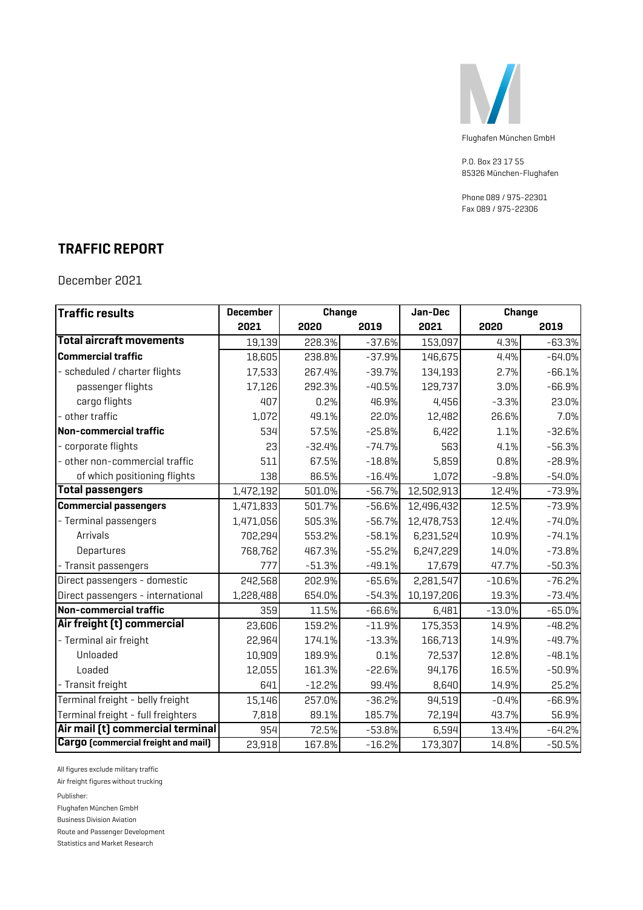Flughafen München GmbH

P.O. Box 23 17 55
85326 München-Flughafen

Phone 089 / 975-22301
Fax 089 / 975-22306

# TRAFFIC REPORT

December 2021

| Traffic results | December | Change | | Jan-Dec | Change | |
|---|---|---|---|---|---|---|
| | 2021 | 2020 | 2019 | 2021 | 2020 | 2019 |
| **Total aircraft movements** | 19,139 | 228.3% | -37.6% | 153,097 | 4.3% | -63.3% |
| **Commercial traffic** | 18,605 | 238.8% | -37.9% | 146,675 | 4.4% | -64.0% |
| - scheduled / charter flights | 17,533 | 267.4% | -39.7% | 134,193 | 2.7% | -66.1% |
| passenger flights | 17,126 | 292.3% | -40.5% | 129,737 | 3.0% | -66.9% |
| cargo flights | 407 | 0.2% | 46.9% | 4,456 | -3.3% | 23.0% |
| - other traffic | 1,072 | 49.1% | 22.0% | 12,482 | 26.6% | 7.0% |
| **Non-commercial traffic** | 534 | 57.5% | -25.8% | 6,422 | 1.1% | -32.6% |
| - corporate flights | 23 | -32.4% | -74.7% | 563 | 4.1% | -56.3% |
| - other non-commercial traffic | 511 | 67.5% | -18.8% | 5,859 | 0.8% | -28.9% |
| of which positioning flights | 138 | 86.5% | -16.4% | 1,072 | -9.8% | -54.0% |
| **Total passengers** | 1,472,192 | 501.0% | -56.7% | 12,502,913 | 12.4% | -73.9% |
| **Commercial passengers** | 1,471,833 | 501.7% | -56.6% | 12,496,432 | 12.5% | -73.9% |
| - Terminal passengers | 1,471,056 | 505.3% | -56.7% | 12,478,753 | 12.4% | -74.0% |
| Arrivals | 702,294 | 553.2% | -58.1% | 6,231,524 | 10.9% | -74.1% |
| Departures | 768,762 | 467.3% | -55.2% | 6,247,229 | 14.0% | -73.8% |
| - Transit passengers | 777 | -51.3% | -49.1% | 17,679 | 47.7% | -50.3% |
| Direct passengers - domestic | 242,568 | 202.9% | -65.6% | 2,281,547 | -10.6% | -76.2% |
| Direct passengers - international | 1,228,488 | 654.0% | -54.3% | 10,197,206 | 19.3% | -73.4% |
| **Non-commercial traffic** | 359 | 11.5% | -66.6% | 6,481 | -13.0% | -65.0% |
| **Air freight (t) commercial** | 23,606 | 159.2% | -11.9% | 175,353 | 14.9% | -48.2% |
| - Terminal air freight | 22,964 | 174.1% | -13.3% | 166,713 | 14.9% | -49.7% |
| Unloaded | 10,909 | 189.9% | 0.1% | 72,537 | 12.8% | -48.1% |
| Loaded | 12,055 | 161.3% | -22.6% | 94,176 | 16.5% | -50.9% |
| - Transit freight | 641 | -12.2% | 99.4% | 8,640 | 14.9% | 25.2% |
| Terminal freight - belly freight | 15,146 | 257.0% | -36.2% | 94,519 | -0.4% | -66.9% |
| Terminal freight - full freighters | 7,818 | 89.1% | 185.7% | 72,194 | 43.7% | 56.9% |
| **Air mail (t) commercial terminal** | 954 | 72.5% | -53.8% | 6,594 | 13.4% | -64.2% |
| **Cargo (commercial freight and mail)** | 23,918 | 167.8% | -16.2% | 173,307 | 14.8% | -50.5% |

All figures exclude military traffic

Air freight figures without trucking

Publisher:

Flughafen München GmbH

Business Division Aviation

Route and Passenger Development

Statistics and Market Research